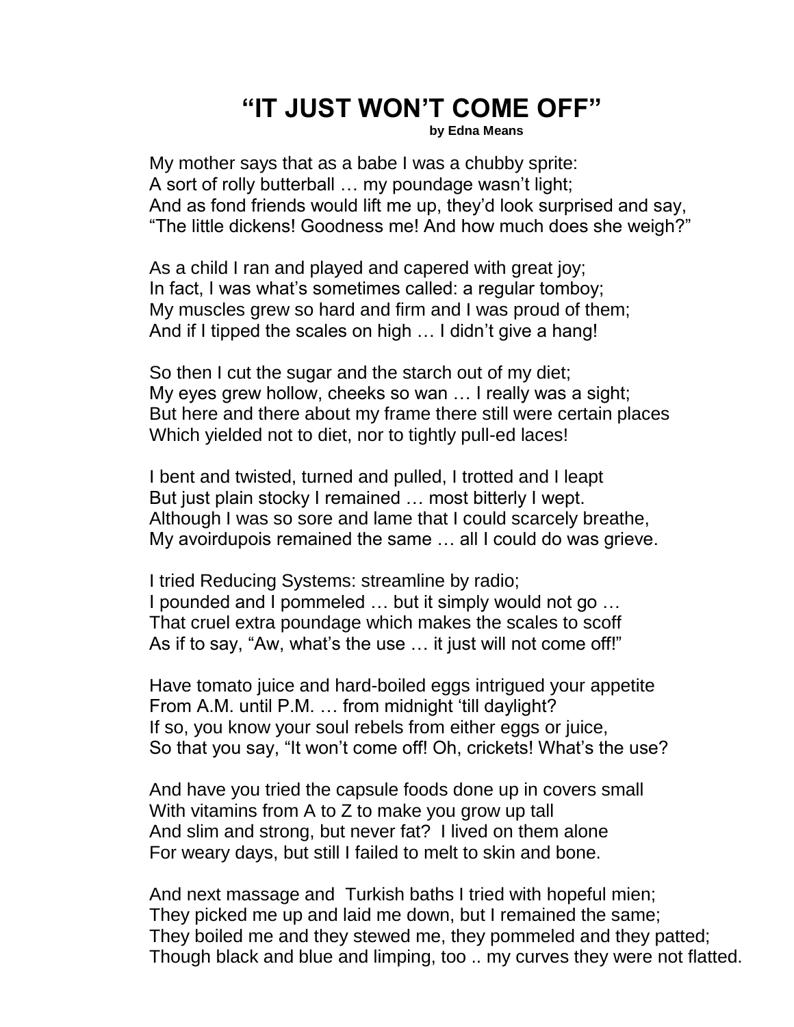# “IT JUST WON’T COME OFF”

**by Edna Means**

My mother says that as a babe I was a chubby sprite:  
A sort of rolly butterball … my poundage wasn’t light;  
And as fond friends would lift me up, they’d look surprised and say,  
“The little dickens! Goodness me! And how much does she weigh?”

As a child I ran and played and capered with great joy;  
In fact, I was what’s sometimes called: a regular tomboy;  
My muscles grew so hard and firm and I was proud of them;  
And if I tipped the scales on high … I didn’t give a hang!

So then I cut the sugar and the starch out of my diet;  
My eyes grew hollow, cheeks so wan … I really was a sight;  
But here and there about my frame there still were certain places  
Which yielded not to diet, nor to tightly pull-ed laces!

I bent and twisted, turned and pulled, I trotted and I leapt  
But just plain stocky I remained … most bitterly I wept.  
Although I was so sore and lame that I could scarcely breathe,  
My avoirdupois remained the same … all I could do was grieve.

I tried Reducing Systems: streamline by radio;  
I pounded and I pommeled … but it simply would not go …  
That cruel extra poundage which makes the scales to scoff  
As if to say, “Aw, what’s the use … it just will not come off!”

Have tomato juice and hard-boiled eggs intrigued your appetite  
From A.M. until P.M. … from midnight ‘till daylight?  
If so, you know your soul rebels from either eggs or juice,  
So that you say, “It won’t come off! Oh, crickets! What’s the use?

And have you tried the capsule foods done up in covers small  
With vitamins from A to Z to make you grow up tall  
And slim and strong, but never fat? I lived on them alone  
For weary days, but still I failed to melt to skin and bone.

And next massage and Turkish baths I tried with hopeful mien;  
They picked me up and laid me down, but I remained the same;  
They boiled me and they stewed me, they pommeled and they patted;  
Though black and blue and limping, too .. my curves they were not flatted.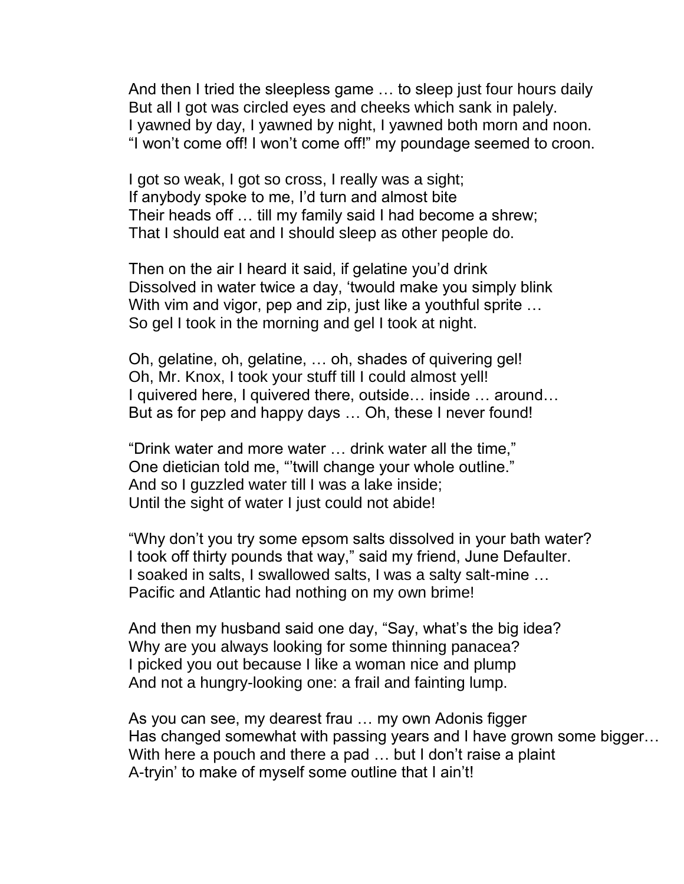And then I tried the sleepless game … to sleep just four hours daily
But all I got was circled eyes and cheeks which sank in palely.
I yawned by day, I yawned by night, I yawned both morn and noon.
"I won't come off! I won't come off!" my poundage seemed to croon.

I got so weak, I got so cross, I really was a sight;
If anybody spoke to me, I'd turn and almost bite
Their heads off … till my family said I had become a shrew;
That I should eat and I should sleep as other people do.

Then on the air I heard it said, if gelatine you'd drink
Dissolved in water twice a day, 'twould make you simply blink
With vim and vigor, pep and zip, just like a youthful sprite …
So gel I took in the morning and gel I took at night.

Oh, gelatine, oh, gelatine, … oh, shades of quivering gel!
Oh, Mr. Knox, I took your stuff till I could almost yell!
I quivered here, I quivered there, outside… inside … around…
But as for pep and happy days … Oh, these I never found!

"Drink water and more water … drink water all the time,"
One dietician told me, "'twill change your whole outline."
And so I guzzled water till I was a lake inside;
Until the sight of water I just could not abide!

"Why don't you try some epsom salts dissolved in your bath water?
I took off thirty pounds that way," said my friend, June Defaulter.
I soaked in salts, I swallowed salts, I was a salty salt-mine …
Pacific and Atlantic had nothing on my own brime!

And then my husband said one day, "Say, what's the big idea?
Why are you always looking for some thinning panacea?
I picked you out because I like a woman nice and plump
And not a hungry-looking one: a frail and fainting lump.

As you can see, my dearest frau … my own Adonis figger
Has changed somewhat with passing years and I have grown some bigger…
With here a pouch and there a pad … but I don't raise a plaint
A-tryin' to make of myself some outline that I ain't!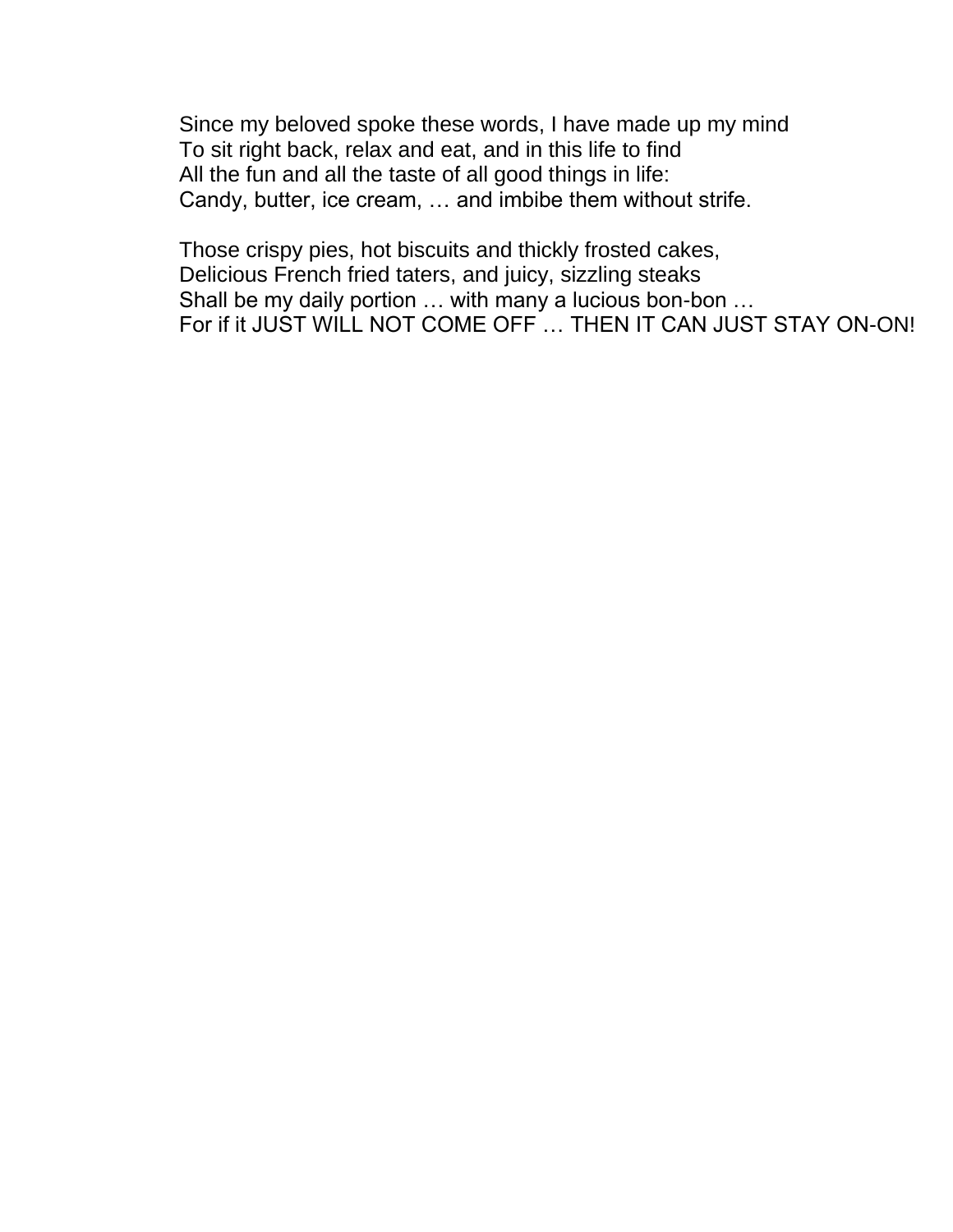Since my beloved spoke these words, I have made up my mind
To sit right back, relax and eat, and in this life to find
All the fun and all the taste of all good things in life:
Candy, butter, ice cream, … and imbibe them without strife.

Those crispy pies, hot biscuits and thickly frosted cakes,
Delicious French fried taters, and juicy, sizzling steaks
Shall be my daily portion … with many a lucious bon-bon …
For if it JUST WILL NOT COME OFF … THEN IT CAN JUST STAY ON-ON!